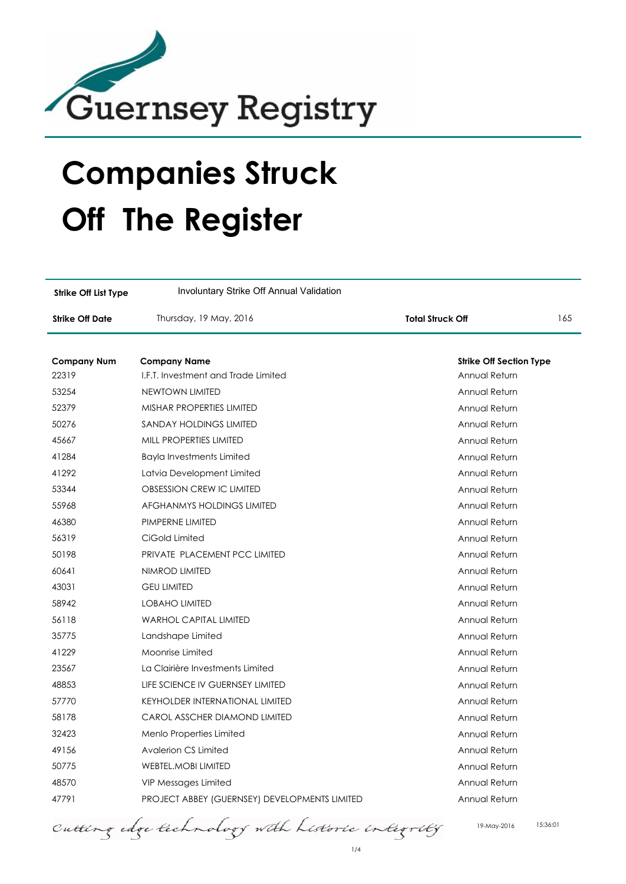Guernsey Registry

# Companies Struck Off The Register

| **Strike Off List Type** | Involuntary Strike Off Annual Validation | | |
|---|---|---|---|
| **Strike Off Date** | Thursday, 19 May, 2016 | **Total Struck Off** | 165 |

| **Company Num** | **Company Name** | **Strike Off Section Type** |
|---|---|---|
| 22319 | I.F.T. Investment and Trade Limited | Annual Return |
| 53254 | NEWTOWN LIMITED | Annual Return |
| 52379 | MISHAR PROPERTIES LIMITED | Annual Return |
| 50276 | SANDAY HOLDINGS LIMITED | Annual Return |
| 45667 | MILL PROPERTIES LIMITED | Annual Return |
| 41284 | Bayla Investments Limited | Annual Return |
| 41292 | Latvia Development Limited | Annual Return |
| 53344 | OBSESSION CREW IC LIMITED | Annual Return |
| 55968 | AFGHANMYS HOLDINGS LIMITED | Annual Return |
| 46380 | PIMPERNE LIMITED | Annual Return |
| 56319 | CiGold Limited | Annual Return |
| 50198 | PRIVATE PLACEMENT PCC LIMITED | Annual Return |
| 60641 | NIMROD LIMITED | Annual Return |
| 43031 | GEU LIMITED | Annual Return |
| 58942 | LOBAHO LIMITED | Annual Return |
| 56118 | WARHOL CAPITAL LIMITED | Annual Return |
| 35775 | Landshape Limited | Annual Return |
| 41229 | Moonrise Limited | Annual Return |
| 23567 | La Clairière Investments Limited | Annual Return |
| 48853 | LIFE SCIENCE IV GUERNSEY LIMITED | Annual Return |
| 57770 | KEYHOLDER INTERNATIONAL LIMITED | Annual Return |
| 58178 | CAROL ASSCHER DIAMOND LIMITED | Annual Return |
| 32423 | Menlo Properties Limited | Annual Return |
| 49156 | Avalerion CS Limited | Annual Return |
| 50775 | WEBTEL.MOBI LIMITED | Annual Return |
| 48570 | VIP Messages Limited | Annual Return |
| 47791 | PROJECT ABBEY (GUERNSEY) DEVELOPMENTS LIMITED | Annual Return |

*Cutting edge technology with historic integrity*

19-May-2016 15:36:01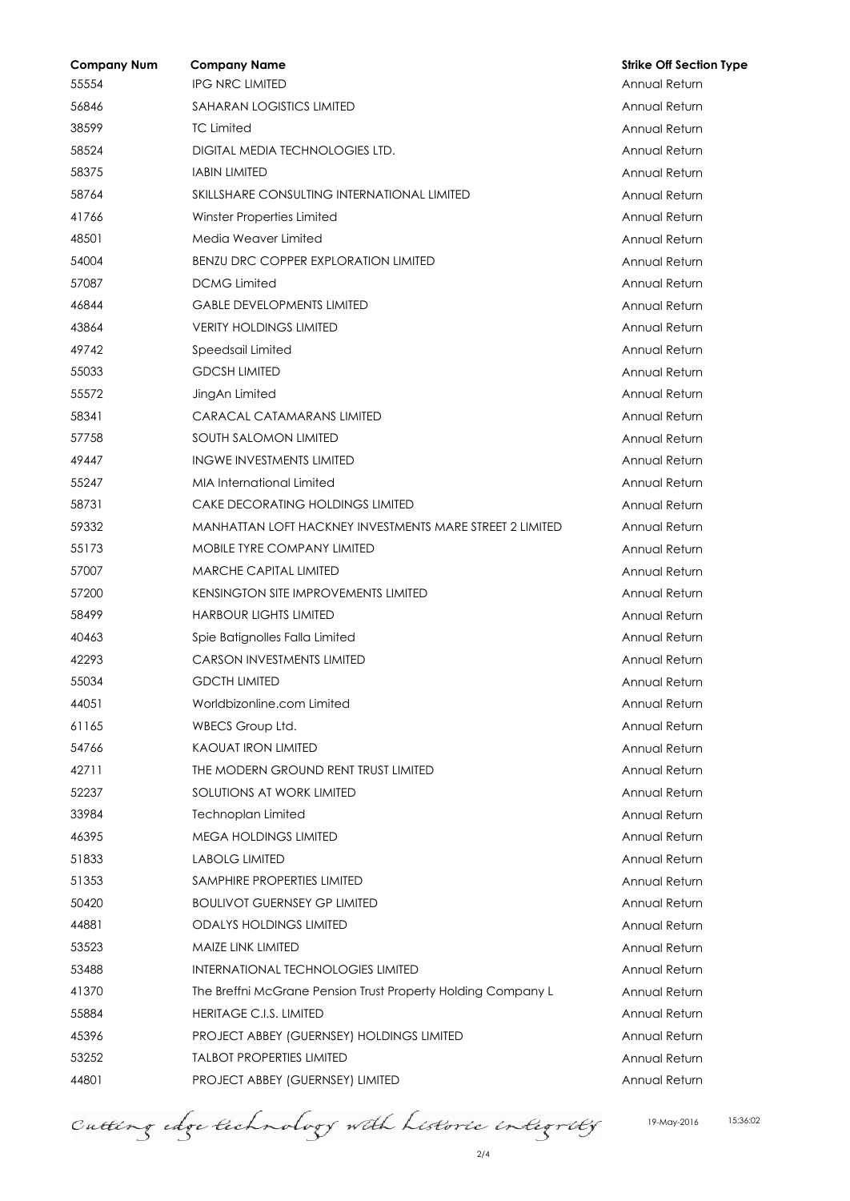| Company Num | Company Name | Strike Off Section Type |
|---|---|---|
| 55554 | IPG NRC LIMITED | Annual Return |
| 56846 | SAHARAN LOGISTICS LIMITED | Annual Return |
| 38599 | TC Limited | Annual Return |
| 58524 | DIGITAL MEDIA TECHNOLOGIES LTD. | Annual Return |
| 58375 | IABIN LIMITED | Annual Return |
| 58764 | SKILLSHARE CONSULTING INTERNATIONAL LIMITED | Annual Return |
| 41766 | Winster Properties Limited | Annual Return |
| 48501 | Media Weaver Limited | Annual Return |
| 54004 | BENZU DRC COPPER EXPLORATION LIMITED | Annual Return |
| 57087 | DCMG Limited | Annual Return |
| 46844 | GABLE DEVELOPMENTS LIMITED | Annual Return |
| 43864 | VERITY HOLDINGS LIMITED | Annual Return |
| 49742 | Speedsail Limited | Annual Return |
| 55033 | GDCSH LIMITED | Annual Return |
| 55572 | JingAn Limited | Annual Return |
| 58341 | CARACAL CATAMARANS LIMITED | Annual Return |
| 57758 | SOUTH SALOMON LIMITED | Annual Return |
| 49447 | INGWE INVESTMENTS LIMITED | Annual Return |
| 55247 | MIA International Limited | Annual Return |
| 58731 | CAKE DECORATING HOLDINGS LIMITED | Annual Return |
| 59332 | MANHATTAN LOFT HACKNEY INVESTMENTS MARE STREET 2 LIMITED | Annual Return |
| 55173 | MOBILE TYRE COMPANY LIMITED | Annual Return |
| 57007 | MARCHE CAPITAL LIMITED | Annual Return |
| 57200 | KENSINGTON SITE IMPROVEMENTS LIMITED | Annual Return |
| 58499 | HARBOUR LIGHTS LIMITED | Annual Return |
| 40463 | Spie Batignolles Falla Limited | Annual Return |
| 42293 | CARSON INVESTMENTS LIMITED | Annual Return |
| 55034 | GDCTH LIMITED | Annual Return |
| 44051 | Worldbizonline.com Limited | Annual Return |
| 61165 | WBECS Group Ltd. | Annual Return |
| 54766 | KAOUAT IRON LIMITED | Annual Return |
| 42711 | THE MODERN GROUND RENT TRUST LIMITED | Annual Return |
| 52237 | SOLUTIONS AT WORK LIMITED | Annual Return |
| 33984 | Technoplan Limited | Annual Return |
| 46395 | MEGA HOLDINGS LIMITED | Annual Return |
| 51833 | LABOLG LIMITED | Annual Return |
| 51353 | SAMPHIRE PROPERTIES LIMITED | Annual Return |
| 50420 | BOULIVOT GUERNSEY GP LIMITED | Annual Return |
| 44881 | ODALYS HOLDINGS LIMITED | Annual Return |
| 53523 | MAIZE LINK LIMITED | Annual Return |
| 53488 | INTERNATIONAL TECHNOLOGIES LIMITED | Annual Return |
| 41370 | The Breffni McGrane Pension Trust Property Holding Company L | Annual Return |
| 55884 | HERITAGE C.I.S. LIMITED | Annual Return |
| 45396 | PROJECT ABBEY (GUERNSEY) HOLDINGS LIMITED | Annual Return |
| 53252 | TALBOT PROPERTIES LIMITED | Annual Return |
| 44801 | PROJECT ABBEY (GUERNSEY) LIMITED | Annual Return |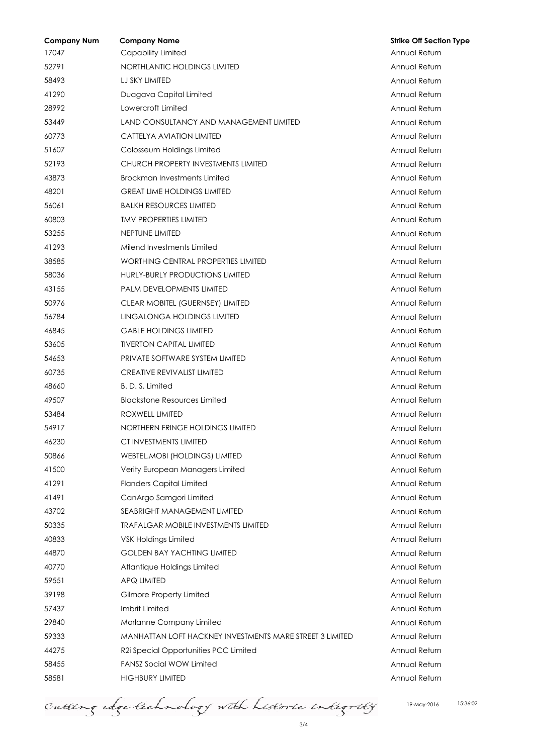| Company Num | Company Name | Strike Off Section Type |
|---|---|---|
| 17047 | Capability Limited | Annual Return |
| 52791 | NORTHLANTIC HOLDINGS LIMITED | Annual Return |
| 58493 | LJ SKY LIMITED | Annual Return |
| 41290 | Duagava Capital Limited | Annual Return |
| 28992 | Lowercroft Limited | Annual Return |
| 53449 | LAND CONSULTANCY AND MANAGEMENT LIMITED | Annual Return |
| 60773 | CATTELYA AVIATION LIMITED | Annual Return |
| 51607 | Colosseum Holdings Limited | Annual Return |
| 52193 | CHURCH PROPERTY INVESTMENTS LIMITED | Annual Return |
| 43873 | Brockman Investments Limited | Annual Return |
| 48201 | GREAT LIME HOLDINGS LIMITED | Annual Return |
| 56061 | BALKH RESOURCES LIMITED | Annual Return |
| 60803 | TMV PROPERTIES LIMITED | Annual Return |
| 53255 | NEPTUNE LIMITED | Annual Return |
| 41293 | Milend Investments Limited | Annual Return |
| 38585 | WORTHING CENTRAL PROPERTIES LIMITED | Annual Return |
| 58036 | HURLY-BURLY PRODUCTIONS LIMITED | Annual Return |
| 43155 | PALM DEVELOPMENTS LIMITED | Annual Return |
| 50976 | CLEAR MOBITEL (GUERNSEY) LIMITED | Annual Return |
| 56784 | LINGALONGA HOLDINGS LIMITED | Annual Return |
| 46845 | GABLE HOLDINGS LIMITED | Annual Return |
| 53605 | TIVERTON CAPITAL LIMITED | Annual Return |
| 54653 | PRIVATE SOFTWARE SYSTEM LIMITED | Annual Return |
| 60735 | CREATIVE REVIVALIST LIMITED | Annual Return |
| 48660 | B. D. S. Limited | Annual Return |
| 49507 | Blackstone Resources Limited | Annual Return |
| 53484 | ROXWELL LIMITED | Annual Return |
| 54917 | NORTHERN FRINGE HOLDINGS LIMITED | Annual Return |
| 46230 | CT INVESTMENTS LIMITED | Annual Return |
| 50866 | WEBTEL.MOBI (HOLDINGS) LIMITED | Annual Return |
| 41500 | Verity European Managers Limited | Annual Return |
| 41291 | Flanders Capital Limited | Annual Return |
| 41491 | CanArgo Samgori Limited | Annual Return |
| 43702 | SEABRIGHT MANAGEMENT LIMITED | Annual Return |
| 50335 | TRAFALGAR MOBILE INVESTMENTS LIMITED | Annual Return |
| 40833 | VSK Holdings Limited | Annual Return |
| 44870 | GOLDEN BAY YACHTING LIMITED | Annual Return |
| 40770 | Atlantique Holdings Limited | Annual Return |
| 59551 | APQ LIMITED | Annual Return |
| 39198 | Gilmore Property Limited | Annual Return |
| 57437 | Imbrit Limited | Annual Return |
| 29840 | Morlanne Company Limited | Annual Return |
| 59333 | MANHATTAN LOFT HACKNEY INVESTMENTS MARE STREET 3 LIMITED | Annual Return |
| 44275 | R2i Special Opportunities PCC Limited | Annual Return |
| 58455 | FANSZ Social WOW Limited | Annual Return |
| 58581 | HIGHBURY LIMITED | Annual Return |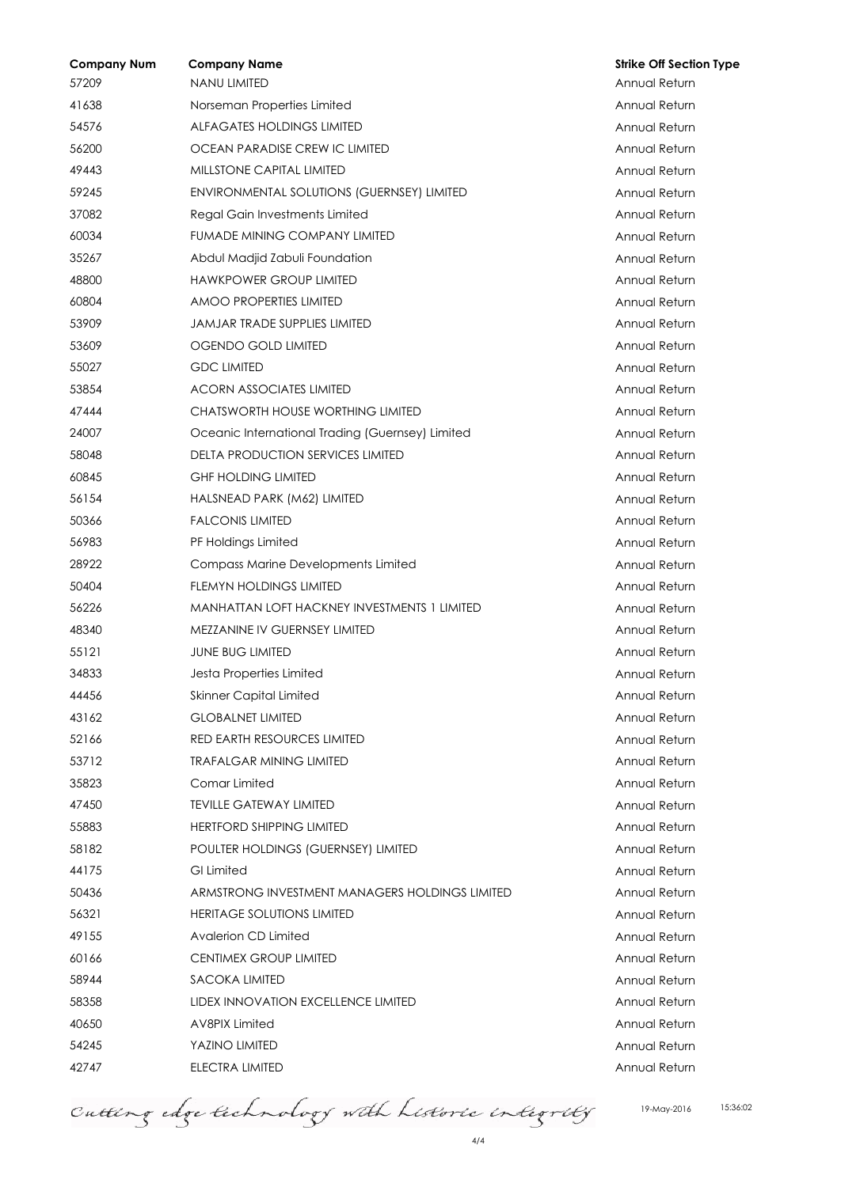| Company Num | Company Name | Strike Off Section Type |
| --- | --- | --- |
| 57209 | NANU LIMITED | Annual Return |
| 41638 | Norseman Properties Limited | Annual Return |
| 54576 | ALFAGATES HOLDINGS LIMITED | Annual Return |
| 56200 | OCEAN PARADISE CREW IC LIMITED | Annual Return |
| 49443 | MILLSTONE CAPITAL LIMITED | Annual Return |
| 59245 | ENVIRONMENTAL SOLUTIONS (GUERNSEY) LIMITED | Annual Return |
| 37082 | Regal Gain Investments Limited | Annual Return |
| 60034 | FUMADE MINING COMPANY LIMITED | Annual Return |
| 35267 | Abdul Madjid Zabuli Foundation | Annual Return |
| 48800 | HAWKPOWER GROUP LIMITED | Annual Return |
| 60804 | AMOO PROPERTIES LIMITED | Annual Return |
| 53909 | JAMJAR TRADE SUPPLIES LIMITED | Annual Return |
| 53609 | OGENDO GOLD LIMITED | Annual Return |
| 55027 | GDC LIMITED | Annual Return |
| 53854 | ACORN ASSOCIATES LIMITED | Annual Return |
| 47444 | CHATSWORTH HOUSE WORTHING LIMITED | Annual Return |
| 24007 | Oceanic International Trading (Guernsey) Limited | Annual Return |
| 58048 | DELTA PRODUCTION SERVICES LIMITED | Annual Return |
| 60845 | GHF HOLDING LIMITED | Annual Return |
| 56154 | HALSNEAD PARK (M62) LIMITED | Annual Return |
| 50366 | FALCONIS LIMITED | Annual Return |
| 56983 | PF Holdings Limited | Annual Return |
| 28922 | Compass Marine Developments Limited | Annual Return |
| 50404 | FLEMYN HOLDINGS LIMITED | Annual Return |
| 56226 | MANHATTAN LOFT HACKNEY INVESTMENTS 1 LIMITED | Annual Return |
| 48340 | MEZZANINE IV GUERNSEY LIMITED | Annual Return |
| 55121 | JUNE BUG LIMITED | Annual Return |
| 34833 | Jesta Properties Limited | Annual Return |
| 44456 | Skinner Capital Limited | Annual Return |
| 43162 | GLOBALNET LIMITED | Annual Return |
| 52166 | RED EARTH RESOURCES LIMITED | Annual Return |
| 53712 | TRAFALGAR MINING LIMITED | Annual Return |
| 35823 | Comar Limited | Annual Return |
| 47450 | TEVILLE GATEWAY LIMITED | Annual Return |
| 55883 | HERTFORD SHIPPING LIMITED | Annual Return |
| 58182 | POULTER HOLDINGS (GUERNSEY) LIMITED | Annual Return |
| 44175 | GI Limited | Annual Return |
| 50436 | ARMSTRONG INVESTMENT MANAGERS HOLDINGS LIMITED | Annual Return |
| 56321 | HERITAGE SOLUTIONS LIMITED | Annual Return |
| 49155 | Avalerion CD Limited | Annual Return |
| 60166 | CENTIMEX GROUP LIMITED | Annual Return |
| 58944 | SACOKA LIMITED | Annual Return |
| 58358 | LIDEX INNOVATION EXCELLENCE LIMITED | Annual Return |
| 40650 | AV8PIX Limited | Annual Return |
| 54245 | YAZINO LIMITED | Annual Return |
| 42747 | ELECTRA LIMITED | Annual Return |

*Cutting edge technology with historic integrity*

19-May-2016 15:36:02